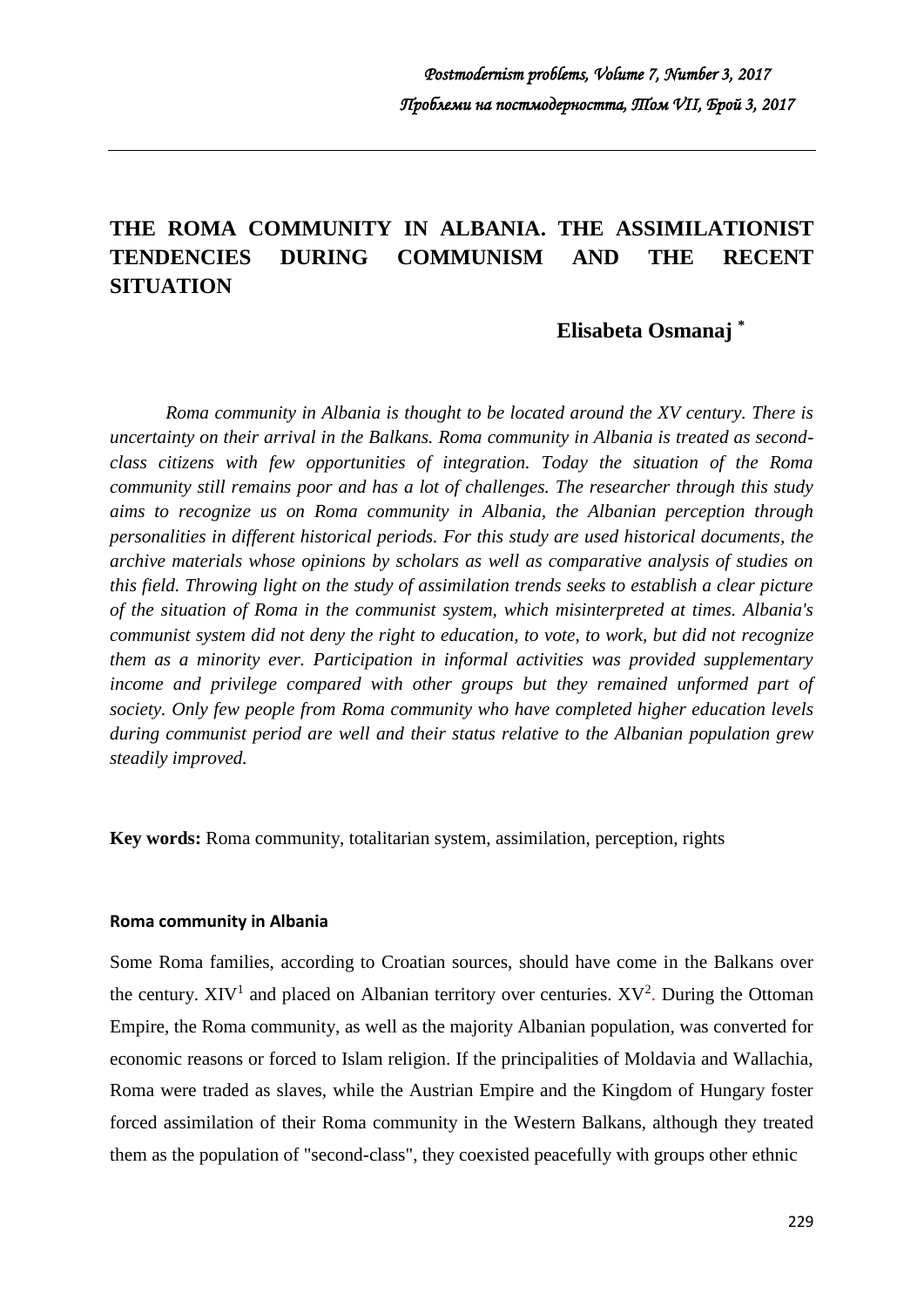# THE ROMA COMMUNITY IN ALBANIA. THE ASSIMILATIONIST TENDENCIES DURING COMMUNISM AND THE RECENT SITUATION

**Elisabeta Osmanaj** [*]

*Roma community in Albania is thought to be located around the XV century. There is uncertainty on their arrival in the Balkans. Roma community in Albania is treated as second-class citizens with few opportunities of integration. Today the situation of the Roma community still remains poor and has a lot of challenges. The researcher through this study aims to recognize us on Roma community in Albania, the Albanian perception through personalities in different historical periods. For this study are used historical documents, the archive materials whose opinions by scholars as well as comparative analysis of studies on this field. Throwing light on the study of assimilation trends seeks to establish a clear picture of the situation of Roma in the communist system, which misinterpreted at times. Albania's communist system did not deny the right to education, to vote, to work, but did not recognize them as a minority ever. Participation in informal activities was provided supplementary income and privilege compared with other groups but they remained unformed part of society. Only few people from Roma community who have completed higher education levels during communist period are well and their status relative to the Albanian population grew steadily improved.*

**Key words:** Roma community, totalitarian system, assimilation, perception, rights

### Roma community in Albania

Some Roma families, according to Croatian sources, should have come in the Balkans over the century. XIV[1] and placed on Albanian territory over centuries. XV[2]. During the Ottoman Empire, the Roma community, as well as the majority Albanian population, was converted for economic reasons or forced to Islam religion. If the principalities of Moldavia and Wallachia, Roma were traded as slaves, while the Austrian Empire and the Kingdom of Hungary foster forced assimilation of their Roma community in the Western Balkans, although they treated them as the population of "second-class", they coexisted peacefully with groups other ethnic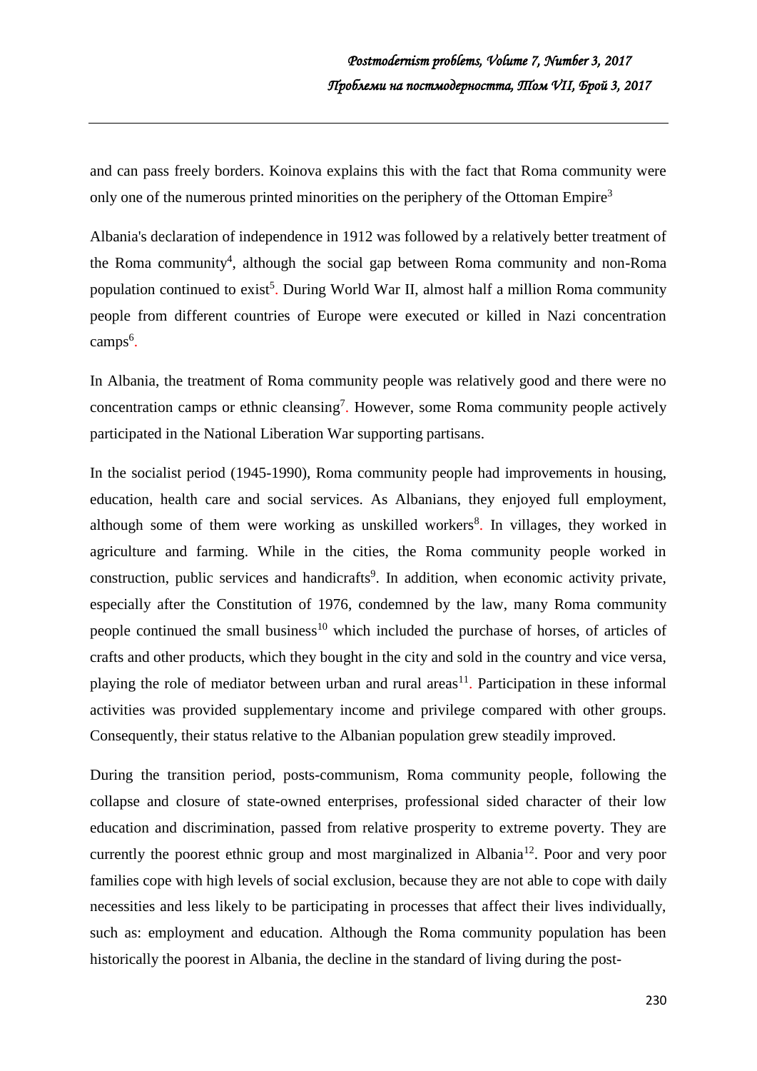and can pass freely borders. Koinova explains this with the fact that Roma community were only one of the numerous printed minorities on the periphery of the Ottoman Empire[3]

Albania's declaration of independence in 1912 was followed by a relatively better treatment of the Roma community[4], although the social gap between Roma community and non-Roma population continued to exist[5]. During World War II, almost half a million Roma community people from different countries of Europe were executed or killed in Nazi concentration camps[6].

In Albania, the treatment of Roma community people was relatively good and there were no concentration camps or ethnic cleansing[7]. However, some Roma community people actively participated in the National Liberation War supporting partisans.

In the socialist period (1945-1990), Roma community people had improvements in housing, education, health care and social services. As Albanians, they enjoyed full employment, although some of them were working as unskilled workers[8]. In villages, they worked in agriculture and farming. While in the cities, the Roma community people worked in construction, public services and handicrafts[9]. In addition, when economic activity private, especially after the Constitution of 1976, condemned by the law, many Roma community people continued the small business[10] which included the purchase of horses, of articles of crafts and other products, which they bought in the city and sold in the country and vice versa, playing the role of mediator between urban and rural areas[11]. Participation in these informal activities was provided supplementary income and privilege compared with other groups. Consequently, their status relative to the Albanian population grew steadily improved.

During the transition period, posts-communism, Roma community people, following the collapse and closure of state-owned enterprises, professional sided character of their low education and discrimination, passed from relative prosperity to extreme poverty. They are currently the poorest ethnic group and most marginalized in Albania[12]. Poor and very poor families cope with high levels of social exclusion, because they are not able to cope with daily necessities and less likely to be participating in processes that affect their lives individually, such as: employment and education. Although the Roma community population has been historically the poorest in Albania, the decline in the standard of living during the post-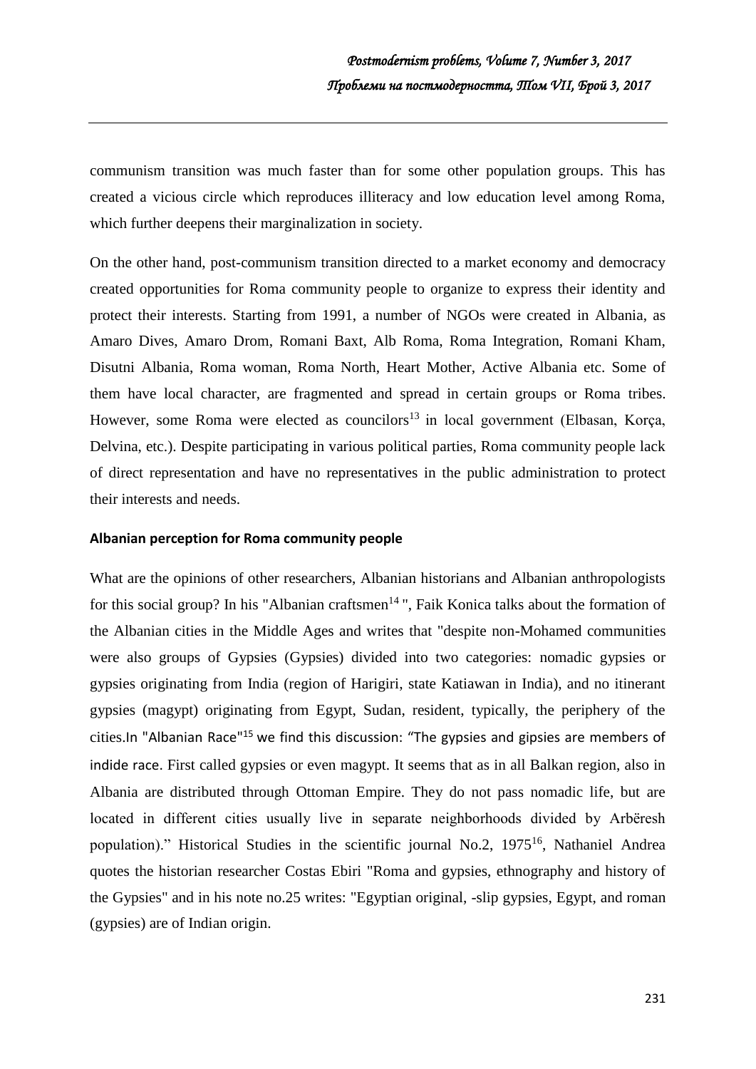communism transition was much faster than for some other population groups. This has created a vicious circle which reproduces illiteracy and low education level among Roma, which further deepens their marginalization in society.

On the other hand, post-communism transition directed to a market economy and democracy created opportunities for Roma community people to organize to express their identity and protect their interests. Starting from 1991, a number of NGOs were created in Albania, as Amaro Dives, Amaro Drom, Romani Baxt, Alb Roma, Roma Integration, Romani Kham, Disutni Albania, Roma woman, Roma North, Heart Mother, Active Albania etc. Some of them have local character, are fragmented and spread in certain groups or Roma tribes. However, some Roma were elected as councilors[13] in local government (Elbasan, Korça, Delvina, etc.). Despite participating in various political parties, Roma community people lack of direct representation and have no representatives in the public administration to protect their interests and needs.

### Albanian perception for Roma community people

What are the opinions of other researchers, Albanian historians and Albanian anthropologists for this social group? In his "Albanian craftsmen[14] ", Faik Konica talks about the formation of the Albanian cities in the Middle Ages and writes that "despite non-Mohamed communities were also groups of Gypsies (Gypsies) divided into two categories: nomadic gypsies or gypsies originating from India (region of Harigiri, state Katiawan in India), and no itinerant gypsies (magypt) originating from Egypt, Sudan, resident, typically, the periphery of the cities.In "Albanian Race"[15] we find this discussion: "The gypsies and gipsies are members of indide race. First called gypsies or even magypt. It seems that as in all Balkan region, also in Albania are distributed through Ottoman Empire. They do not pass nomadic life, but are located in different cities usually live in separate neighborhoods divided by Arbëresh population)." Historical Studies in the scientific journal No.2, 1975[16], Nathaniel Andrea quotes the historian researcher Costas Ebiri "Roma and gypsies, ethnography and history of the Gypsies" and in his note no.25 writes: "Egyptian original, -slip gypsies, Egypt, and roman (gypsies) are of Indian origin.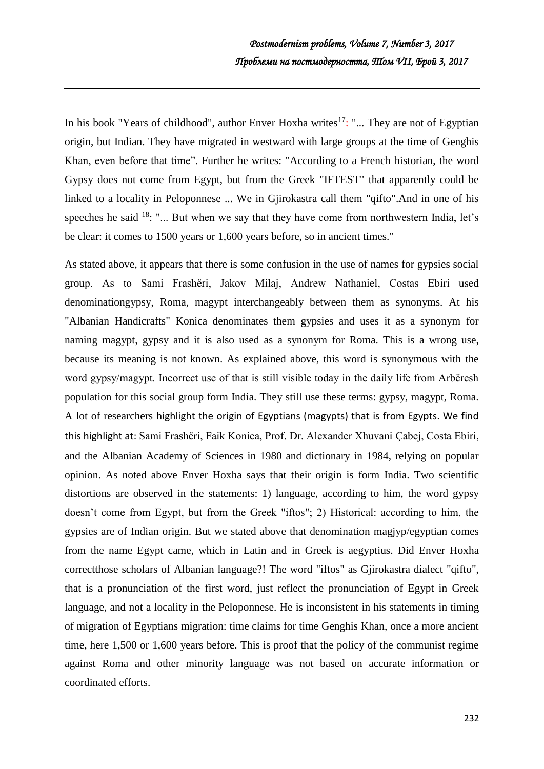In his book "Years of childhood", author Enver Hoxha writes[17]: "... They are not of Egyptian origin, but Indian. They have migrated in westward with large groups at the time of Genghis Khan, even before that time". Further he writes: "According to a French historian, the word Gypsy does not come from Egypt, but from the Greek "IFTEST" that apparently could be linked to a locality in Peloponnese ... We in Gjirokastra call them "qifto".And in one of his speeches he said [18]: "... But when we say that they have come from northwestern India, let's be clear: it comes to 1500 years or 1,600 years before, so in ancient times."

As stated above, it appears that there is some confusion in the use of names for gypsies social group. As to Sami Frashëri, Jakov Milaj, Andrew Nathaniel, Costas Ebiri used denominationgypsy, Roma, magypt interchangeably between them as synonyms. At his "Albanian Handicrafts" Konica denominates them gypsies and uses it as a synonym for naming magypt, gypsy and it is also used as a synonym for Roma. This is a wrong use, because its meaning is not known. As explained above, this word is synonymous with the word gypsy/magypt. Incorrect use of that is still visible today in the daily life from Arbëresh population for this social group form India. They still use these terms: gypsy, magypt, Roma. A lot of researchers highlight the origin of Egyptians (magypts) that is from Egypts. We find this highlight at: Sami Frashëri, Faik Konica, Prof. Dr. Alexander Xhuvani Çabej, Costa Ebiri, and the Albanian Academy of Sciences in 1980 and dictionary in 1984, relying on popular opinion. As noted above Enver Hoxha says that their origin is form India. Two scientific distortions are observed in the statements: 1) language, according to him, the word gypsy doesn't come from Egypt, but from the Greek "iftos"; 2) Historical: according to him, the gypsies are of Indian origin. But we stated above that denomination magjyp/egyptian comes from the name Egypt came, which in Latin and in Greek is aegyptius. Did Enver Hoxha correctthose scholars of Albanian language?! The word "iftos" as Gjirokastra dialect "qifto", that is a pronunciation of the first word, just reflect the pronunciation of Egypt in Greek language, and not a locality in the Peloponnese. He is inconsistent in his statements in timing of migration of Egyptians migration: time claims for time Genghis Khan, once a more ancient time, here 1,500 or 1,600 years before. This is proof that the policy of the communist regime against Roma and other minority language was not based on accurate information or coordinated efforts.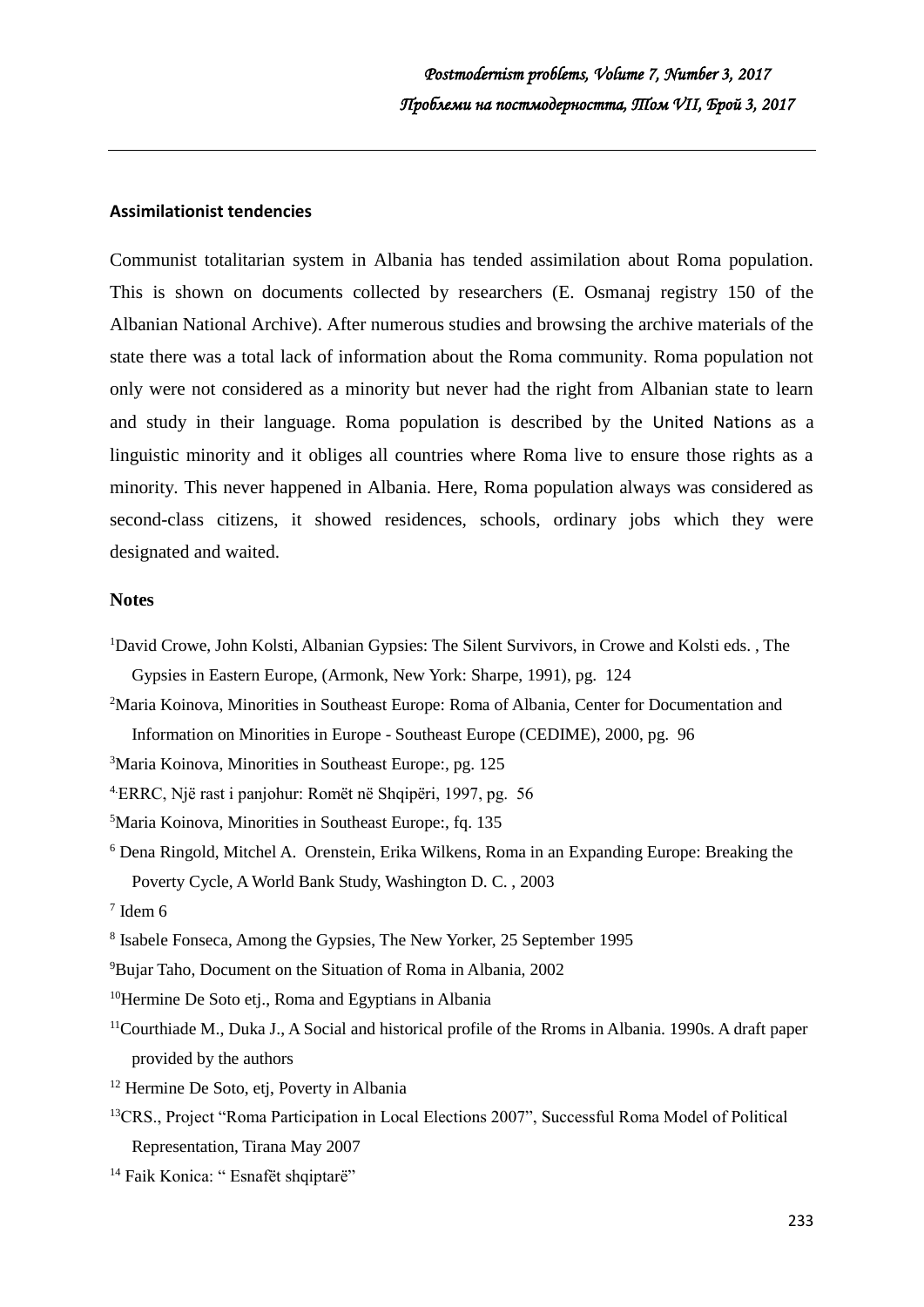**Assimilationist tendencies**

Communist totalitarian system in Albania has tended assimilation about Roma population. This is shown on documents collected by researchers (E. Osmanaj registry 150 of the Albanian National Archive). After numerous studies and browsing the archive materials of the state there was a total lack of information about the Roma community. Roma population not only were not considered as a minority but never had the right from Albanian state to learn and study in their language. Roma population is described by the United Nations as a linguistic minority and it obliges all countries where Roma live to ensure those rights as a minority. This never happened in Albania. Here, Roma population always was considered as second-class citizens, it showed residences, schools, ordinary jobs which they were designated and waited.

**Notes**

[1]David Crowe, John Kolsti, Albanian Gypsies: The Silent Survivors, in Crowe and Kolsti eds. , The Gypsies in Eastern Europe, (Armonk, New York: Sharpe, 1991), pg. 124

[2]Maria Koinova, Minorities in Southeast Europe: Roma of Albania, Center for Documentation and Information on Minorities in Europe - Southeast Europe (CEDIME), 2000, pg. 96

[3]Maria Koinova, Minorities in Southeast Europe:, pg. 125

[4.]ERRC, Një rast i panjohur: Romët në Shqipëri, 1997, pg. 56

[5]Maria Koinova, Minorities in Southeast Europe:, fq. 135

[6] Dena Ringold, Mitchel A. Orenstein, Erika Wilkens, Roma in an Expanding Europe: Breaking the Poverty Cycle, A World Bank Study, Washington D. C. , 2003

[7] Idem 6

[8] Isabele Fonseca, Among the Gypsies, The New Yorker, 25 September 1995

[9]Bujar Taho, Document on the Situation of Roma in Albania, 2002

[10]Hermine De Soto etj., Roma and Egyptians in Albania

[11]Courthiade M., Duka J., A Social and historical profile of the Rroms in Albania. 1990s. A draft paper provided by the authors

[12] Hermine De Soto, etj, Poverty in Albania

[13]CRS., Project "Roma Participation in Local Elections 2007", Successful Roma Model of Political Representation, Tirana May 2007

[14] Faik Konica: " Esnafët shqiptarë"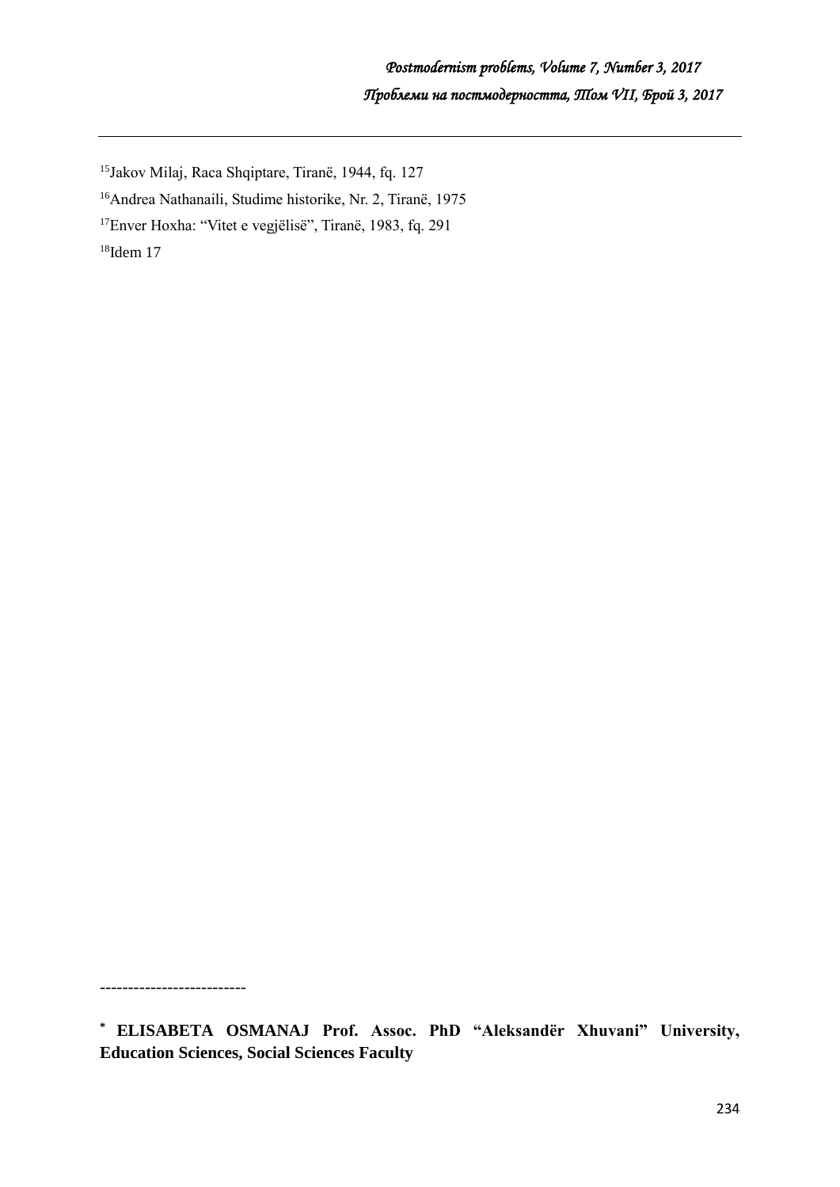[15]Jakov Milaj, Raca Shqiptare, Tiranë, 1944, fq. 127

[16]Andrea Nathanaili, Studime historike, Nr. 2, Tiranë, 1975

[17]Enver Hoxha: "Vitet e vegjëlisë", Tiranë, 1983, fq. 291

[18]Idem 17

--------------------------

[*] **ELISABETA OSMANAJ Prof. Assoc. PhD "Aleksandër Xhuvani" University, Education Sciences, Social Sciences Faculty**